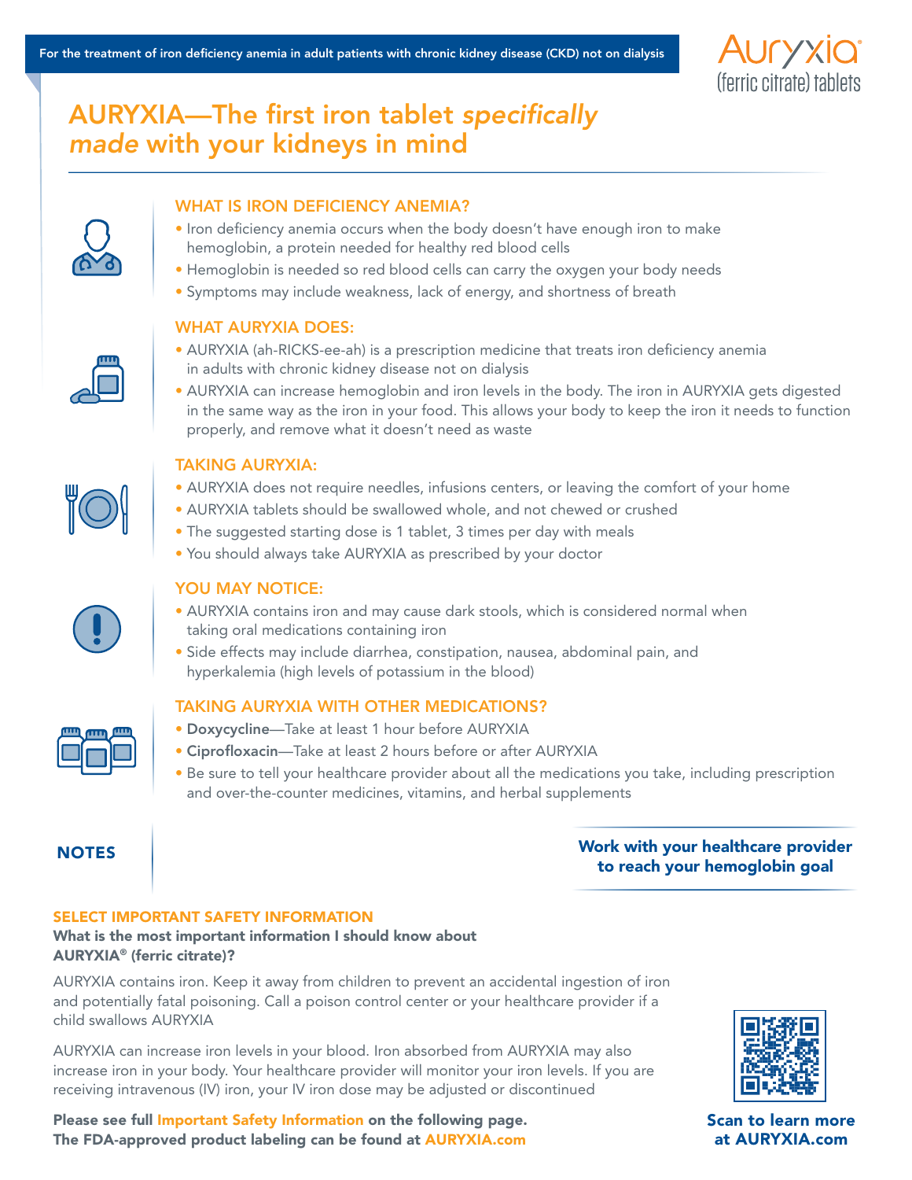For the treatment of iron deficiency anemia in adult patients with chronic kidney disease (CKD) not on dialysis

Auryxia® (ferric citrate) tablets

# AURYXIA—The first iron tablet *specifically made* with your kidneys in mind

## WHAT IS IRON DEFICIENCY ANEMIA?

- Iron deficiency anemia occurs when the body doesn't have enough iron to make hemoglobin, a protein needed for healthy red blood cells
- Hemoglobin is needed so red blood cells can carry the oxygen your body needs
- Symptoms may include weakness, lack of energy, and shortness of breath

## WHAT AURYXIA DOES:

- AURYXIA (ah-RICKS-ee-ah) is a prescription medicine that treats iron deficiency anemia in adults with chronic kidney disease not on dialysis
- AURYXIA can increase hemoglobin and iron levels in the body. The iron in AURYXIA gets digested in the same way as the iron in your food. This allows your body to keep the iron it needs to function properly, and remove what it doesn't need as waste

## TAKING AURYXIA:

- AURYXIA does not require needles, infusions centers, or leaving the comfort of your home
- AURYXIA tablets should be swallowed whole, and not chewed or crushed
- The suggested starting dose is 1 tablet, 3 times per day with meals
- You should always take AURYXIA as prescribed by your doctor

## YOU MAY NOTICE:

- AURYXIA contains iron and may cause dark stools, which is considered normal when taking oral medications containing iron
- Side effects may include diarrhea, constipation, nausea, abdominal pain, and hyperkalemia (high levels of potassium in the blood)

## TAKING AURYXIA WITH OTHER MEDICATIONS?

- **Doxycycline**—Take at least 1 hour before AURYXIA
- **Ciprofloxacin**—Take at least 2 hours before or after AURYXIA
- Be sure to tell your healthcare provider about all the medications you take, including prescription and over-the-counter medicines, vitamins, and herbal supplements

## NOTES

**Work with your healthcare provider to reach your hemoglobin goal**

## SELECT IMPORTANT SAFETY INFORMATION

**What is the most important information I should know about AURYXIA® (ferric citrate)?**

AURYXIA contains iron. Keep it away from children to prevent an accidental ingestion of iron and potentially fatal poisoning. Call a poison control center or your healthcare provider if a child swallows AURYXIA

AURYXIA can increase iron levels in your blood. Iron absorbed from AURYXIA may also increase iron in your body. Your healthcare provider will monitor your iron levels. If you are receiving intravenous (IV) iron, your IV iron dose may be adjusted or discontinued

**Please see full Important Safety Information on the following page.**
**The FDA-approved product labeling can be found at AURYXIA.com**

**Scan to learn more at AURYXIA.com**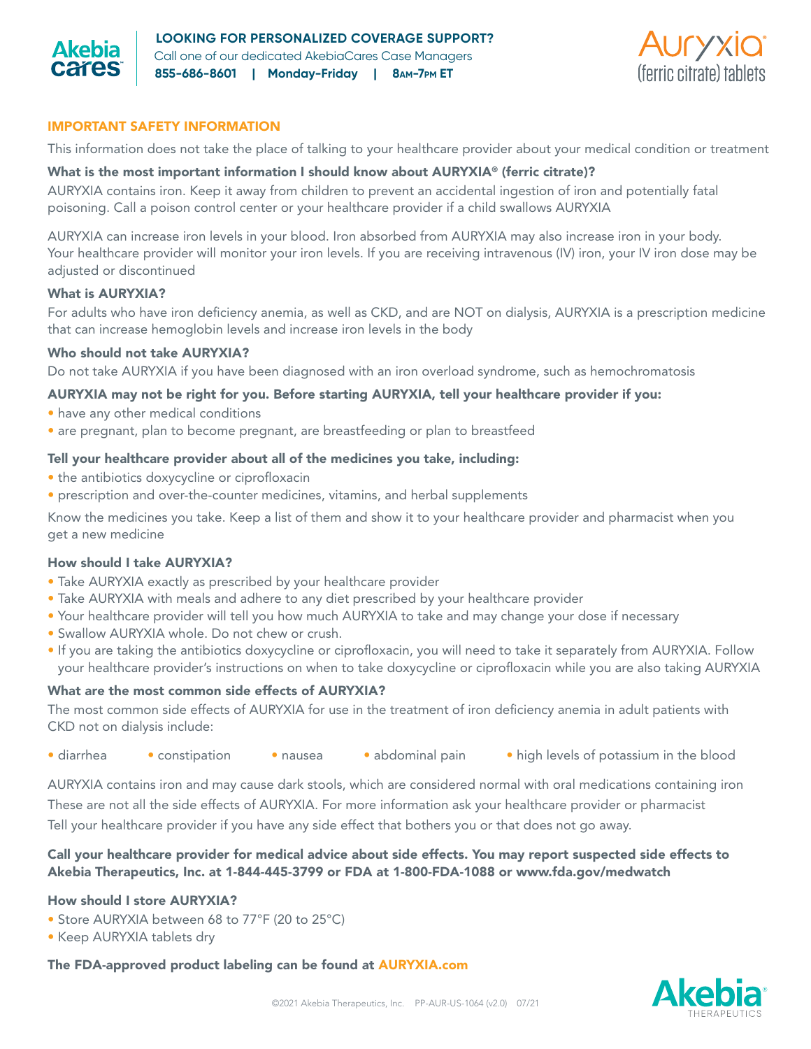**LOOKING FOR PERSONALIZED COVERAGE SUPPORT?**
Call one of our dedicated AkebiaCares Case Managers
**855-686-8601 | Monday-Friday | 8AM-7PM ET**

## IMPORTANT SAFETY INFORMATION

This information does not take the place of talking to your healthcare provider about your medical condition or treatment

### What is the most important information I should know about AURYXIA® (ferric citrate)?

AURYXIA contains iron. Keep it away from children to prevent an accidental ingestion of iron and potentially fatal poisoning. Call a poison control center or your healthcare provider if a child swallows AURYXIA

AURYXIA can increase iron levels in your blood. Iron absorbed from AURYXIA may also increase iron in your body. Your healthcare provider will monitor your iron levels. If you are receiving intravenous (IV) iron, your IV iron dose may be adjusted or discontinued

### What is AURYXIA?

For adults who have iron deficiency anemia, as well as CKD, and are NOT on dialysis, AURYXIA is a prescription medicine that can increase hemoglobin levels and increase iron levels in the body

### Who should not take AURYXIA?

Do not take AURYXIA if you have been diagnosed with an iron overload syndrome, such as hemochromatosis

### AURYXIA may not be right for you. Before starting AURYXIA, tell your healthcare provider if you:

- have any other medical conditions
- are pregnant, plan to become pregnant, are breastfeeding or plan to breastfeed

### Tell your healthcare provider about all of the medicines you take, including:

- the antibiotics doxycycline or ciprofloxacin
- prescription and over-the-counter medicines, vitamins, and herbal supplements

Know the medicines you take. Keep a list of them and show it to your healthcare provider and pharmacist when you get a new medicine

### How should I take AURYXIA?

- Take AURYXIA exactly as prescribed by your healthcare provider
- Take AURYXIA with meals and adhere to any diet prescribed by your healthcare provider
- Your healthcare provider will tell you how much AURYXIA to take and may change your dose if necessary
- Swallow AURYXIA whole. Do not chew or crush.
- If you are taking the antibiotics doxycycline or ciprofloxacin, you will need to take it separately from AURYXIA. Follow your healthcare provider's instructions on when to take doxycycline or ciprofloxacin while you are also taking AURYXIA

### What are the most common side effects of AURYXIA?

The most common side effects of AURYXIA for use in the treatment of iron deficiency anemia in adult patients with CKD not on dialysis include:

- diarrhea
- constipation
- nausea
- abdominal pain
- high levels of potassium in the blood

AURYXIA contains iron and may cause dark stools, which are considered normal with oral medications containing iron

These are not all the side effects of AURYXIA. For more information ask your healthcare provider or pharmacist

Tell your healthcare provider if you have any side effect that bothers you or that does not go away.

**Call your healthcare provider for medical advice about side effects. You may report suspected side effects to Akebia Therapeutics, Inc. at 1-844-445-3799 or FDA at 1-800-FDA-1088 or www.fda.gov/medwatch**

### How should I store AURYXIA?

- Store AURYXIA between 68 to 77°F (20 to 25°C)
- Keep AURYXIA tablets dry

**The FDA-approved product labeling can be found at AURYXIA.com**

©2021 Akebia Therapeutics, Inc. PP-AUR-US-1064 (v2.0) 07/21